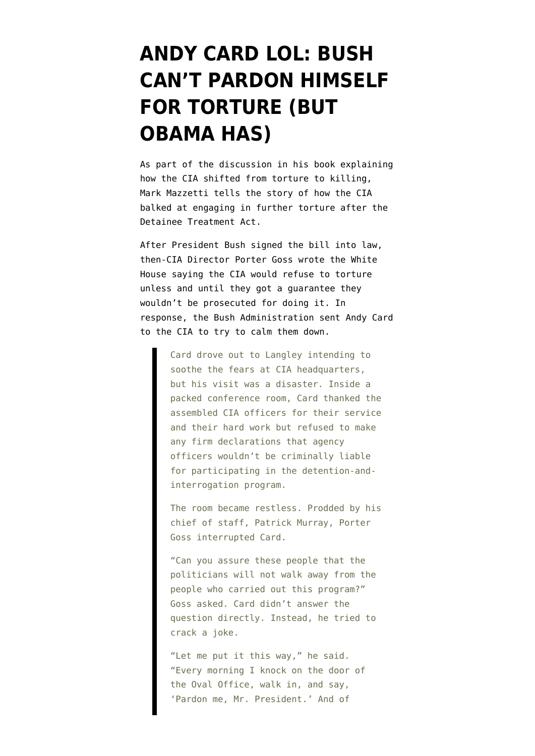# ANDY CARD LOL: BUSH CAN'T PARDON HIMSELF FOR TORTURE (BUT OBAMA HAS)

As part of the discussion in his book explaining how the CIA shifted from torture to killing, Mark Mazzetti tells the story of how the CIA balked at engaging in further torture after the Detainee Treatment Act.

After President Bush signed the bill into law, then-CIA Director Porter Goss wrote the White House saying the CIA would refuse to torture unless and until they got a guarantee they wouldn't be prosecuted for doing it. In response, the Bush Administration sent Andy Card to the CIA to try to calm them down.

> Card drove out to Langley intending to soothe the fears at CIA headquarters, but his visit was a disaster. Inside a packed conference room, Card thanked the assembled CIA officers for their service and their hard work but refused to make any firm declarations that agency officers wouldn't be criminally liable for participating in the detention-and-interrogation program.
>
> The room became restless. Prodded by his chief of staff, Patrick Murray, Porter Goss interrupted Card.
>
> "Can you assure these people that the politicians will not walk away from the people who carried out this program?" Goss asked. Card didn't answer the question directly. Instead, he tried to crack a joke.
>
> "Let me put it this way," he said. "Every morning I knock on the door of the Oval Office, walk in, and say, 'Pardon me, Mr. President.' And of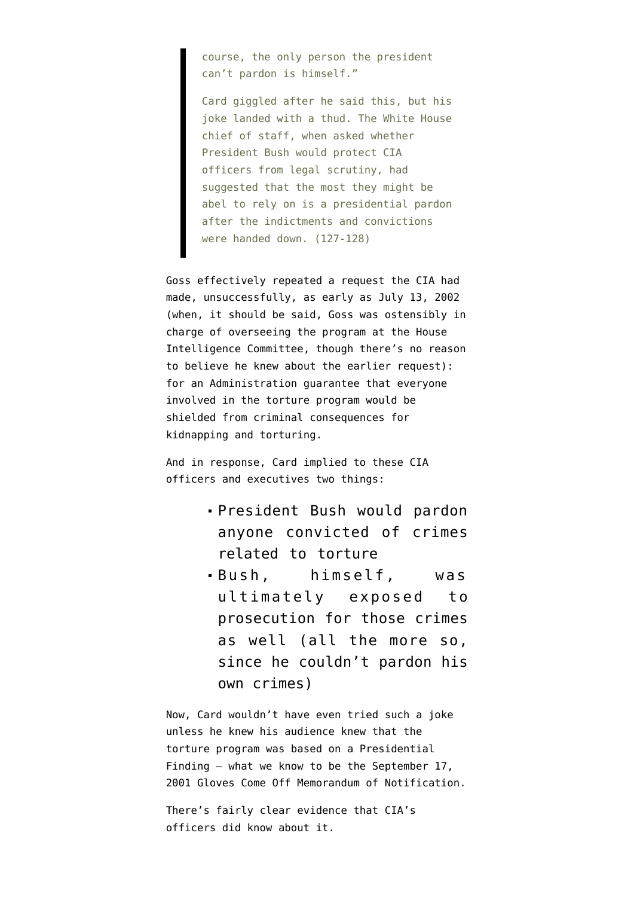> course, the only person the president can't pardon is himself."
>
> Card giggled after he said this, but his joke landed with a thud. The White House chief of staff, when asked whether President Bush would protect CIA officers from legal scrutiny, had suggested that the most they might be abel to rely on is a presidential pardon after the indictments and convictions were handed down. (127-128)

Goss effectively repeated a request the CIA had made, unsuccessfully, as early as July 13, 2002 (when, it should be said, Goss was ostensibly in charge of overseeing the program at the House Intelligence Committee, though there's no reason to believe he knew about the earlier request): for an Administration guarantee that everyone involved in the torture program would be shielded from criminal consequences for kidnapping and torturing.

And in response, Card implied to these CIA officers and executives two things:

- President Bush would pardon anyone convicted of crimes related to torture
- Bush, himself, was ultimately exposed to prosecution for those crimes as well (all the more so, since he couldn't pardon his own crimes)

Now, Card wouldn't have even tried such a joke unless he knew his audience knew that the torture program was based on a Presidential Finding — what we know to be the September 17, 2001 Gloves Come Off Memorandum of Notification.

There's fairly clear evidence that CIA's officers did know about it.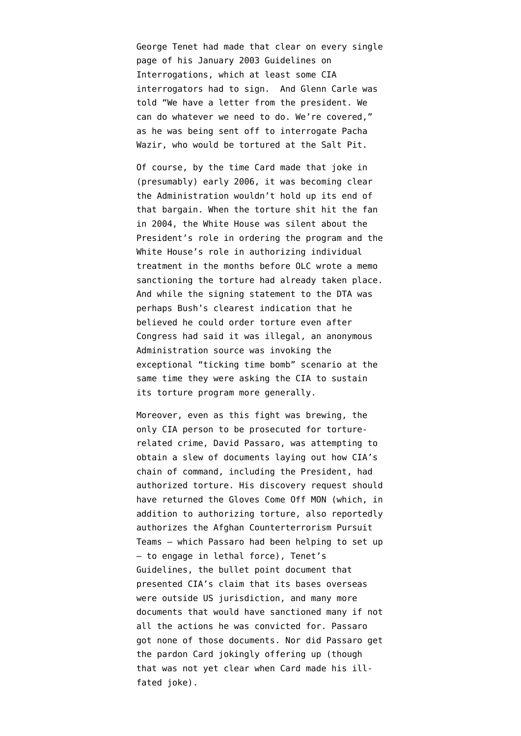George Tenet had made that clear on every single page of his January 2003 Guidelines on Interrogations, which at least some CIA interrogators had to sign. And Glenn Carle was told "We have a letter from the president. We can do whatever we need to do. We're covered," as he was being sent off to interrogate Pacha Wazir, who would be tortured at the Salt Pit.

Of course, by the time Card made that joke in (presumably) early 2006, it was becoming clear the Administration wouldn't hold up its end of that bargain. When the torture shit hit the fan in 2004, the White House was silent about the President's role in ordering the program and the White House's role in authorizing individual treatment in the months before OLC wrote a memo sanctioning the torture had already taken place. And while the signing statement to the DTA was perhaps Bush's clearest indication that he believed he could order torture even after Congress had said it was illegal, an anonymous Administration source was invoking the exceptional "ticking time bomb" scenario at the same time they were asking the CIA to sustain its torture program more generally.

Moreover, even as this fight was brewing, the only CIA person to be prosecuted for torture-related crime, David Passaro, was attempting to obtain a slew of documents laying out how CIA's chain of command, including the President, had authorized torture. His discovery request should have returned the Gloves Come Off MON (which, in addition to authorizing torture, also reportedly authorizes the Afghan Counterterrorism Pursuit Teams – which Passaro had been helping to set up – to engage in lethal force), Tenet's Guidelines, the bullet point document that presented CIA's claim that its bases overseas were outside US jurisdiction, and many more documents that would have sanctioned many if not all the actions he was convicted for. Passaro got none of those documents. Nor did Passaro get the pardon Card jokingly offering up (though that was not yet clear when Card made his ill-fated joke).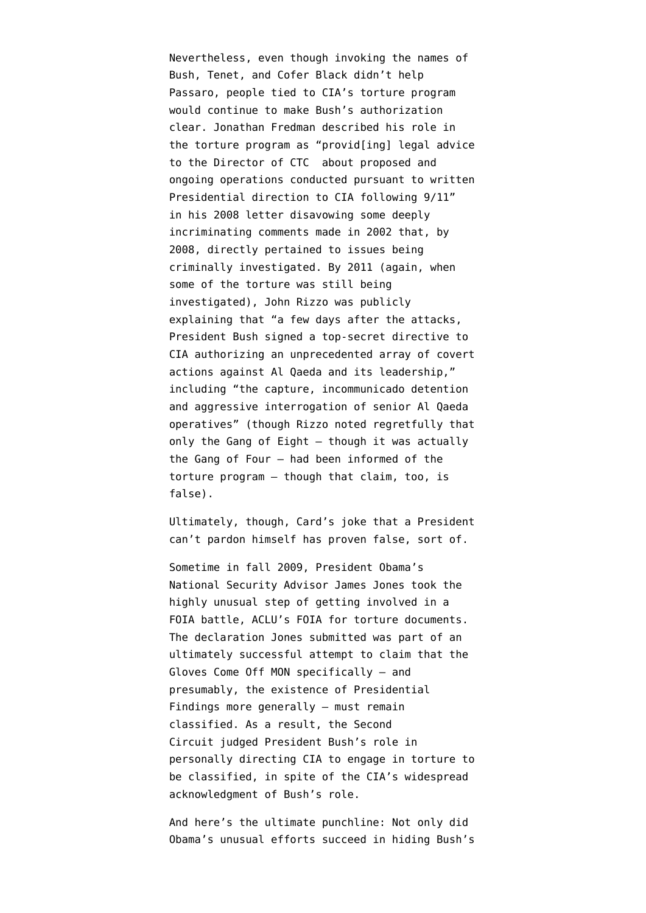Nevertheless, even though invoking the names of Bush, Tenet, and Cofer Black didn't help Passaro, people tied to CIA's torture program would continue to make Bush's authorization clear. Jonathan Fredman described his role in the torture program as "provid[ing] legal advice to the Director of CTC about proposed and ongoing operations conducted pursuant to written Presidential direction to CIA following 9/11" in his 2008 letter disavowing some deeply incriminating comments made in 2002 that, by 2008, directly pertained to issues being criminally investigated. By 2011 (again, when some of the torture was still being investigated), John Rizzo was publicly explaining that "a few days after the attacks, President Bush signed a top-secret directive to CIA authorizing an unprecedented array of covert actions against Al Qaeda and its leadership," including "the capture, incommunicado detention and aggressive interrogation of senior Al Qaeda operatives" (though Rizzo noted regretfully that only the Gang of Eight — though it was actually the Gang of Four — had been informed of the torture program — though that claim, too, is false).

Ultimately, though, Card's joke that a President can't pardon himself has proven false, sort of.

Sometime in fall 2009, President Obama's National Security Advisor James Jones took the highly unusual step of getting involved in a FOIA battle, ACLU's FOIA for torture documents. The declaration Jones submitted was part of an ultimately successful attempt to claim that the Gloves Come Off MON specifically — and presumably, the existence of Presidential Findings more generally — must remain classified. As a result, the Second Circuit judged President Bush's role in personally directing CIA to engage in torture to be classified, in spite of the CIA's widespread acknowledgment of Bush's role.

And here's the ultimate punchline: Not only did Obama's unusual efforts succeed in hiding Bush's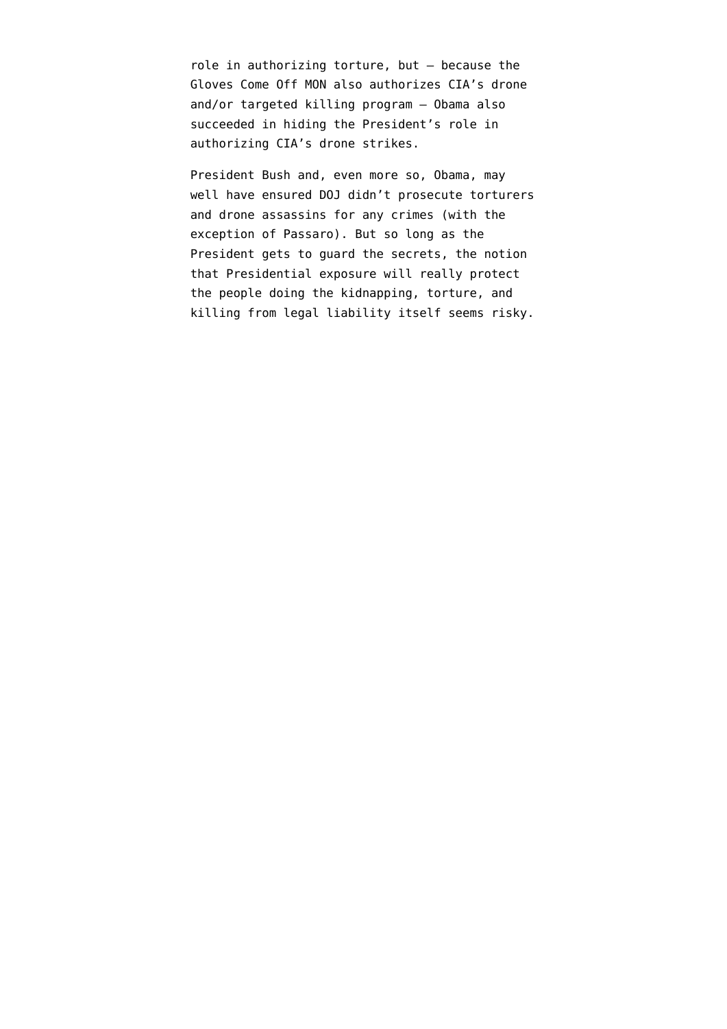role in authorizing torture, but — because the Gloves Come Off MON also authorizes CIA's drone and/or targeted killing program — Obama also succeeded in hiding the President's role in authorizing CIA's drone strikes.

President Bush and, even more so, Obama, may well have ensured DOJ didn't prosecute torturers and drone assassins for any crimes (with the exception of Passaro). But so long as the President gets to guard the secrets, the notion that Presidential exposure will really protect the people doing the kidnapping, torture, and killing from legal liability itself seems risky.